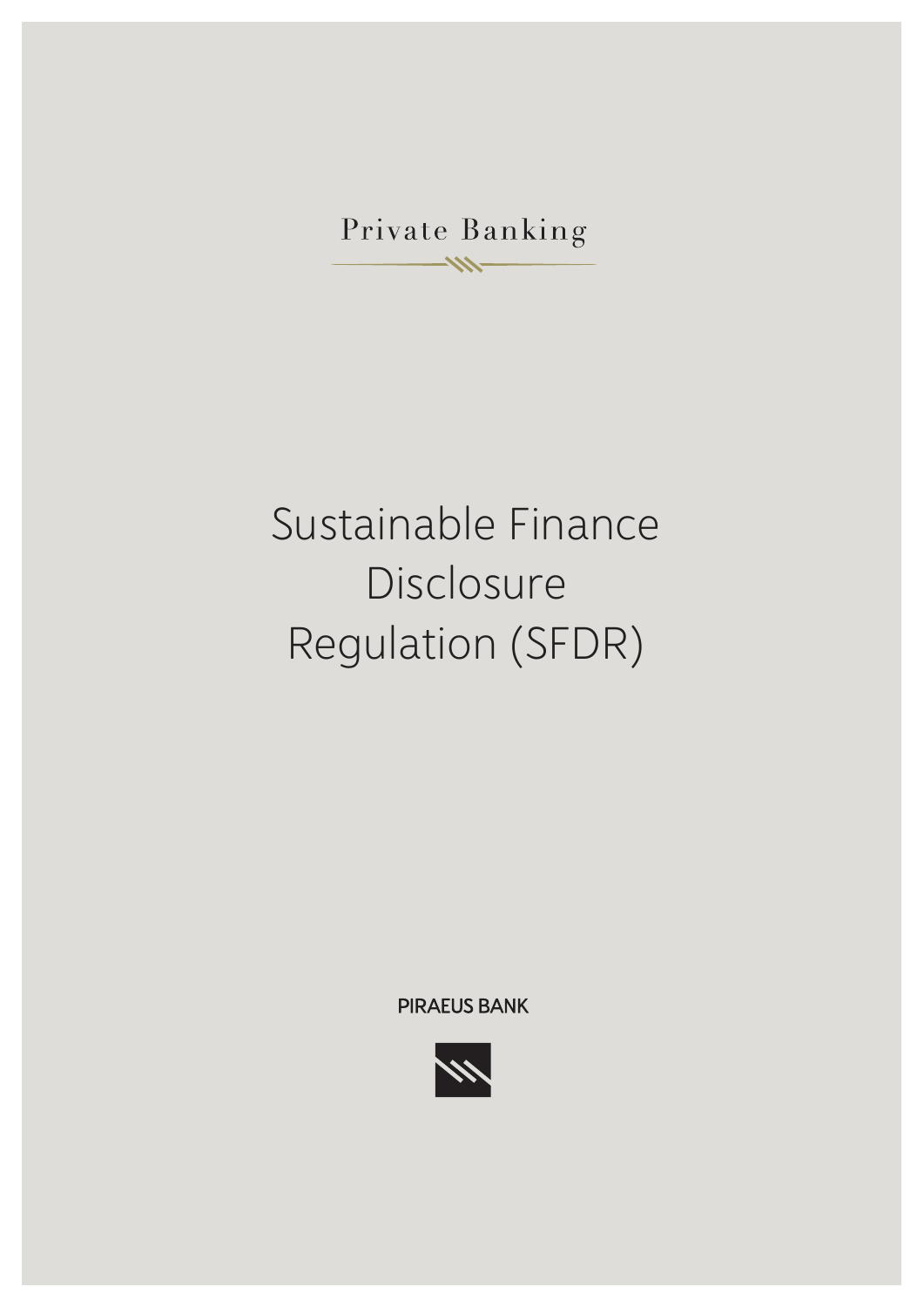Private Banking

# Sustainable Finance Disclosure Regulation (SFDR)

PIRAEUS BANK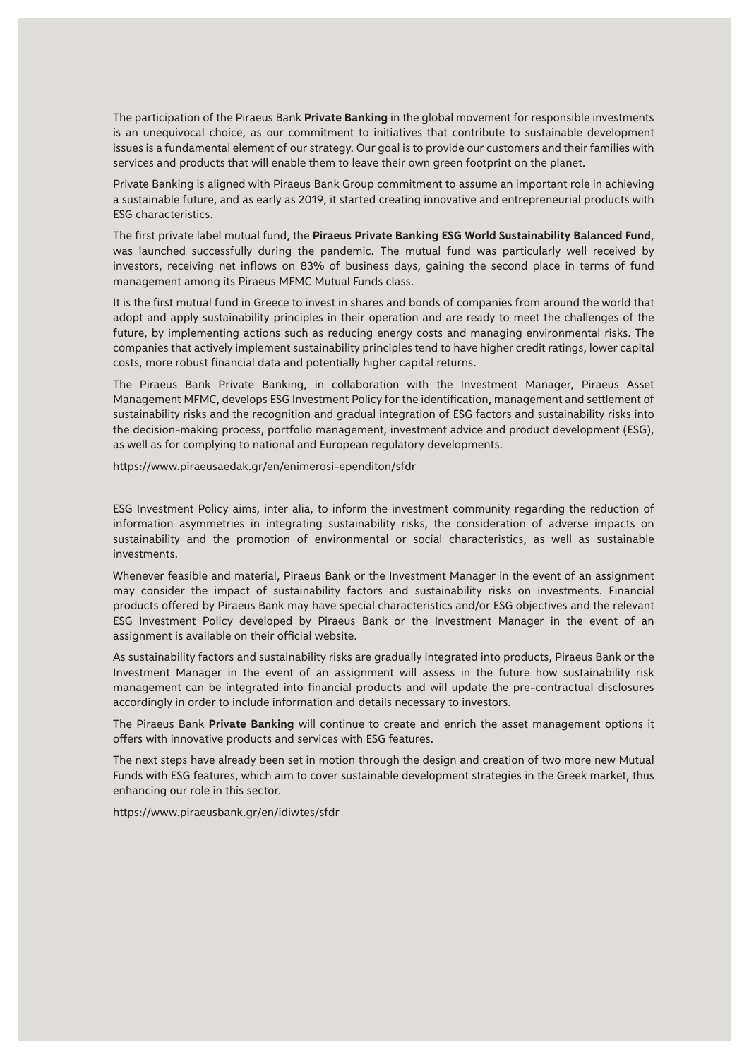The participation of the Piraeus Bank **Private Banking** in the global movement for responsible investments is an unequivocal choice, as our commitment to initiatives that contribute to sustainable development issues is a fundamental element of our strategy. Our goal is to provide our customers and their families with services and products that will enable them to leave their own green footprint on the planet.

Private Banking is aligned with Piraeus Bank Group commitment to assume an important role in achieving a sustainable future, and as early as 2019, it started creating innovative and entrepreneurial products with ESG characteristics.

The first private label mutual fund, the **Piraeus Private Banking ESG World Sustainability Balanced Fund**, was launched successfully during the pandemic. The mutual fund was particularly well received by investors, receiving net inflows on 83% of business days, gaining the second place in terms of fund management among its Piraeus MFMC Mutual Funds class.

It is the first mutual fund in Greece to invest in shares and bonds of companies from around the world that adopt and apply sustainability principles in their operation and are ready to meet the challenges of the future, by implementing actions such as reducing energy costs and managing environmental risks. The companies that actively implement sustainability principles tend to have higher credit ratings, lower capital costs, more robust financial data and potentially higher capital returns.

The Piraeus Bank Private Banking, in collaboration with the Investment Manager, Piraeus Asset Management MFMC, develops ESG Investment Policy for the identification, management and settlement of sustainability risks and the recognition and gradual integration of ESG factors and sustainability risks into the decision-making process, portfolio management, investment advice and product development (ESG), as well as for complying to national and European regulatory developments.

https://www.piraeusaedak.gr/en/enimerosi-ependiton/sfdr

ESG Investment Policy aims, inter alia, to inform the investment community regarding the reduction of information asymmetries in integrating sustainability risks, the consideration of adverse impacts on sustainability and the promotion of environmental or social characteristics, as well as sustainable investments.

Whenever feasible and material, Piraeus Bank or the Investment Manager in the event of an assignment may consider the impact of sustainability factors and sustainability risks on investments. Financial products offered by Piraeus Bank may have special characteristics and/or ESG objectives and the relevant ESG Investment Policy developed by Piraeus Bank or the Investment Manager in the event of an assignment is available on their official website.

As sustainability factors and sustainability risks are gradually integrated into products, Piraeus Bank or the Investment Manager in the event of an assignment will assess in the future how sustainability risk management can be integrated into financial products and will update the pre-contractual disclosures accordingly in order to include information and details necessary to investors.

The Piraeus Bank **Private Banking** will continue to create and enrich the asset management options it offers with innovative products and services with ESG features.

The next steps have already been set in motion through the design and creation of two more new Mutual Funds with ESG features, which aim to cover sustainable development strategies in the Greek market, thus enhancing our role in this sector.

https://www.piraeusbank.gr/en/idiwtes/sfdr